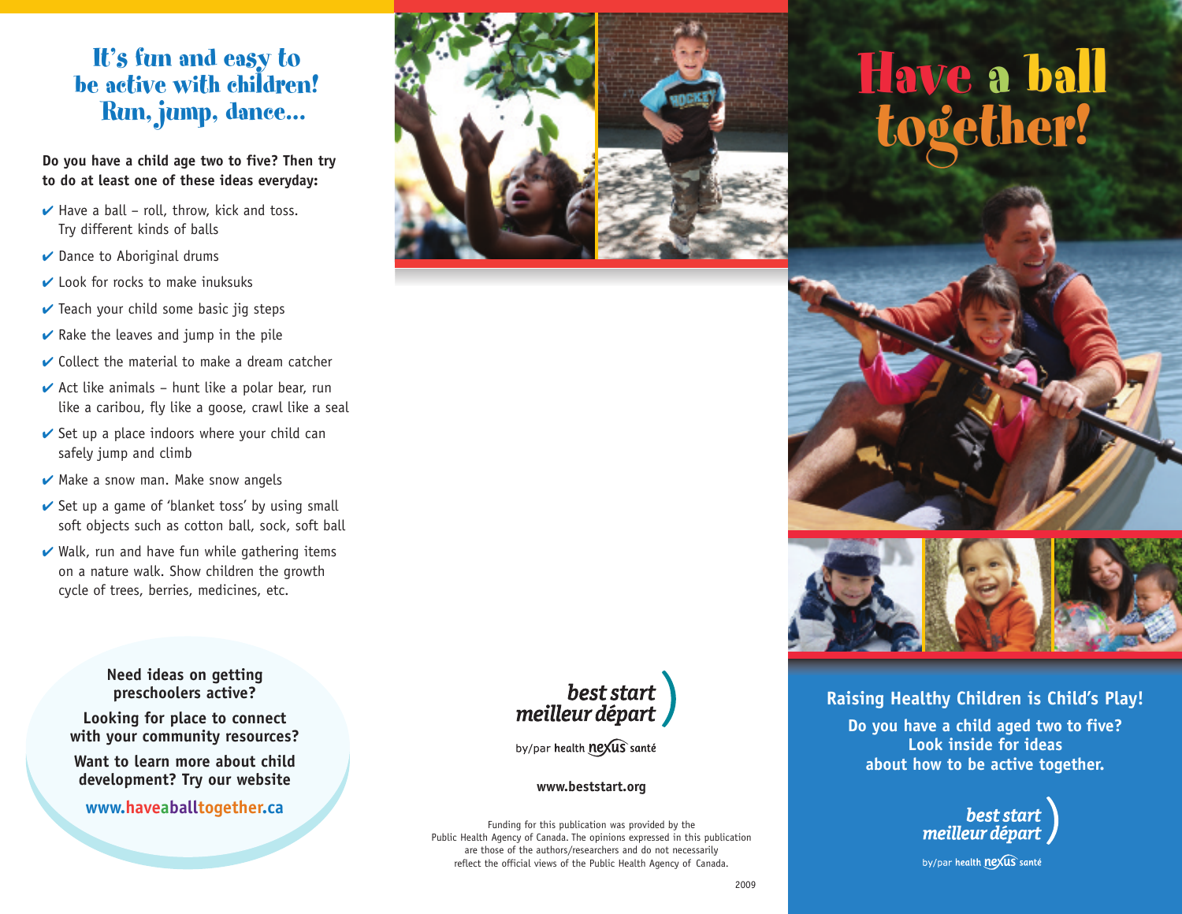# It's fun and easy to be active with children! Run, jump, dance...

**Do you have a child age two to five? Then try to do at least one of these ideas everyday:**

- ✔ Have a ball – roll, throw, kick and toss. Try different kinds of balls
- ✔ Dance to Aboriginal drums
- ✔ Look for rocks to make inuksuks
- ✔ Teach your child some basic jig steps
- ✔ Rake the leaves and jump in the pile
- ✔ Collect the material to make a dream catcher
- ✔ Act like animals – hunt like a polar bear, run like a caribou, fly like a goose, crawl like a seal
- ✔ Set up a place indoors where your child can safely jump and climb
- ✔ Make a snow man. Make snow angels
- ✔ Set up a game of 'blanket toss' by using small soft objects such as cotton ball, sock, soft ball
- ✔ Walk, run and have fun while gathering items on a nature walk. Show children the growth cycle of trees, berries, medicines, etc.

**Need ideas on getting preschoolers active?**

**Looking for place to connect with your community resources?**

**Want to learn more about child development? Try our website**

**www.haveaballtogether.ca**

best start
meilleur départ

by/par health nexus santé

**www.beststart.org**

Funding for this publication was provided by the Public Health Agency of Canada. The opinions expressed in this publication are those of the authors/researchers and do not necessarily reflect the official views of the Public Health Agency of Canada.

2009

# Have a ball together!

**Raising Healthy Children is Child's Play!**

**Do you have a child aged two to five? Look inside for ideas about how to be active together.**

best start
meilleur départ

by/par health nexus santé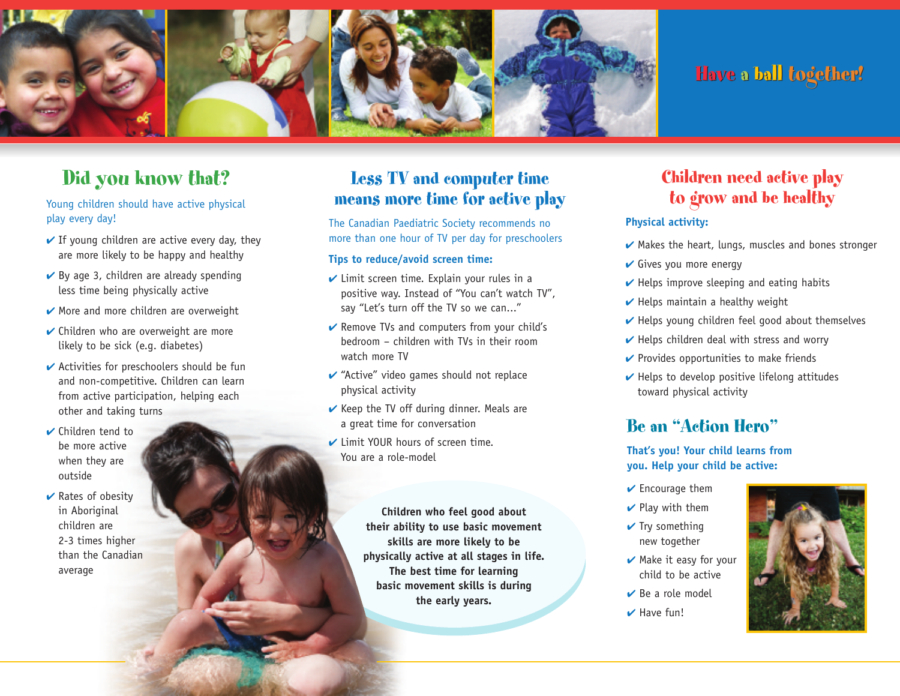Have a ball together!

## Did you know that?

Young children should have active physical play every day!

- If young children are active every day, they are more likely to be happy and healthy
- By age 3, children are already spending less time being physically active
- More and more children are overweight
- Children who are overweight are more likely to be sick (e.g. diabetes)
- Activities for preschoolers should be fun and non-competitive. Children can learn from active participation, helping each other and taking turns
- Children tend to be more active when they are outside
- Rates of obesity in Aboriginal children are 2-3 times higher than the Canadian average

## Less TV and computer time means more time for active play

The Canadian Paediatric Society recommends no more than one hour of TV per day for preschoolers

**Tips to reduce/avoid screen time:**

- Limit screen time. Explain your rules in a positive way. Instead of "You can't watch TV", say "Let's turn off the TV so we can…"
- Remove TVs and computers from your child's bedroom – children with TVs in their room watch more TV
- "Active" video games should not replace physical activity
- Keep the TV off during dinner. Meals are a great time for conversation
- Limit YOUR hours of screen time. You are a role-model

**Children who feel good about their ability to use basic movement skills are more likely to be physically active at all stages in life. The best time for learning basic movement skills is during the early years.**

## Children need active play to grow and be healthy

**Physical activity:**

- Makes the heart, lungs, muscles and bones stronger
- Gives you more energy
- Helps improve sleeping and eating habits
- Helps maintain a healthy weight
- Helps young children feel good about themselves
- Helps children deal with stress and worry
- Provides opportunities to make friends
- Helps to develop positive lifelong attitudes toward physical activity

## Be an "Action Hero"

**That's you! Your child learns from you. Help your child be active:**

- Encourage them
- Play with them
- Try something new together
- Make it easy for your child to be active
- Be a role model
- Have fun!